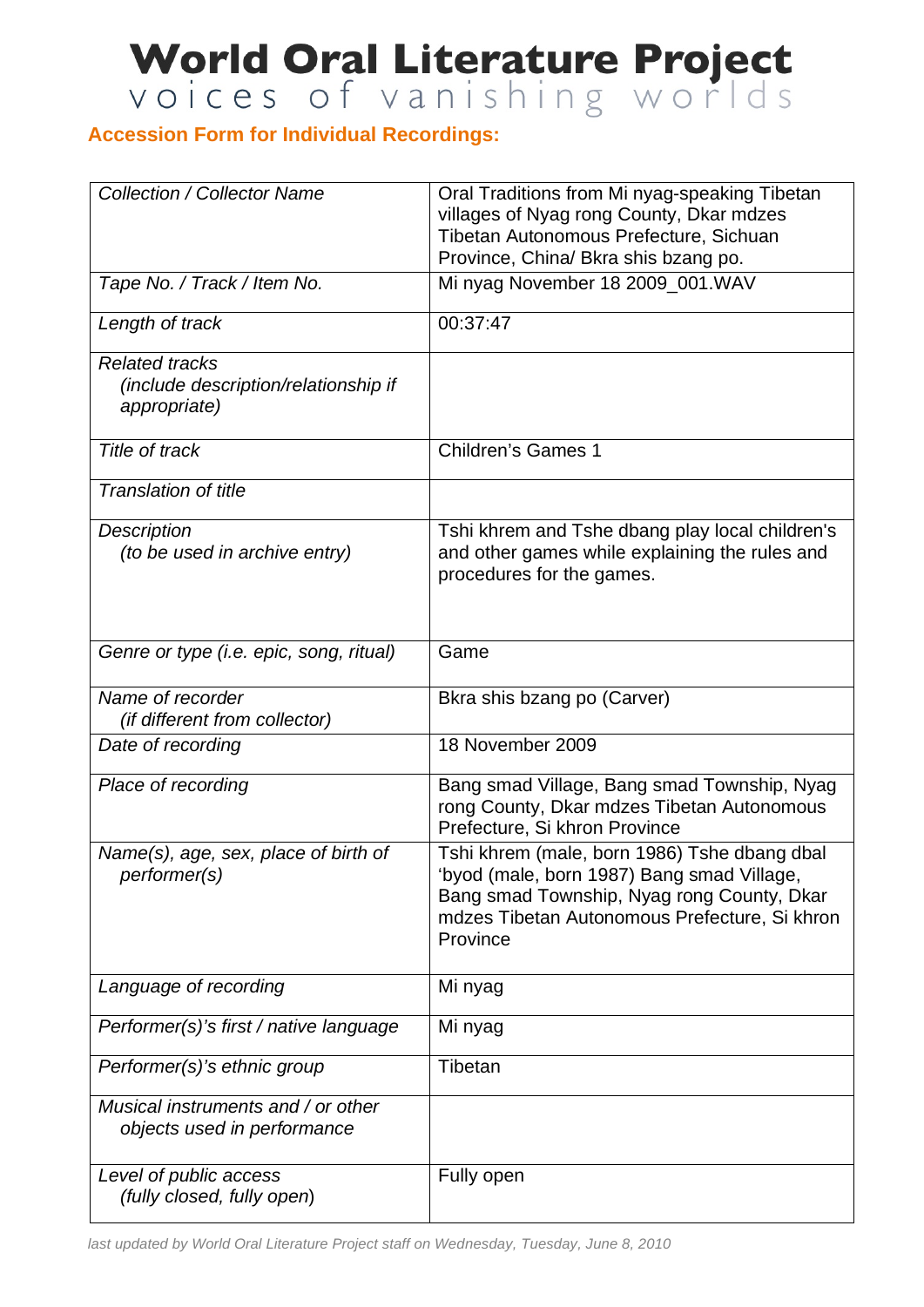# World Oral Literature Project

voices of vanishing worlds

## Accession Form for Individual Recordings:

| *Collection / Collector Name* | Oral Traditions from Mi nyag-speaking Tibetan villages of Nyag rong County, Dkar mdzes Tibetan Autonomous Prefecture, Sichuan Province, China/ Bkra shis bzang po. |
|---|---|
| *Tape No. / Track / Item No.* | Mi nyag November 18 2009_001.WAV |
| *Length of track* | 00:37:47 |
| *Related tracks (include description/relationship if appropriate)* | |
| *Title of track* | Children's Games 1 |
| *Translation of title* | |
| *Description (to be used in archive entry)* | Tshi khrem and Tshe dbang play local children's and other games while explaining the rules and procedures for the games. |
| *Genre or type (i.e. epic, song, ritual)* | Game |
| *Name of recorder (if different from collector)* | Bkra shis bzang po (Carver) |
| *Date of recording* | 18 November 2009 |
| *Place of recording* | Bang smad Village, Bang smad Township, Nyag rong County, Dkar mdzes Tibetan Autonomous Prefecture, Si khron Province |
| *Name(s), age, sex, place of birth of performer(s)* | Tshi khrem (male, born 1986) Tshe dbang dbal 'byod (male, born 1987) Bang smad Village, Bang smad Township, Nyag rong County, Dkar mdzes Tibetan Autonomous Prefecture, Si khron Province |
| *Language of recording* | Mi nyag |
| *Performer(s)'s first / native language* | Mi nyag |
| *Performer(s)'s ethnic group* | Tibetan |
| *Musical instruments and / or other objects used in performance* | |
| *Level of public access (fully closed, fully open)* | Fully open |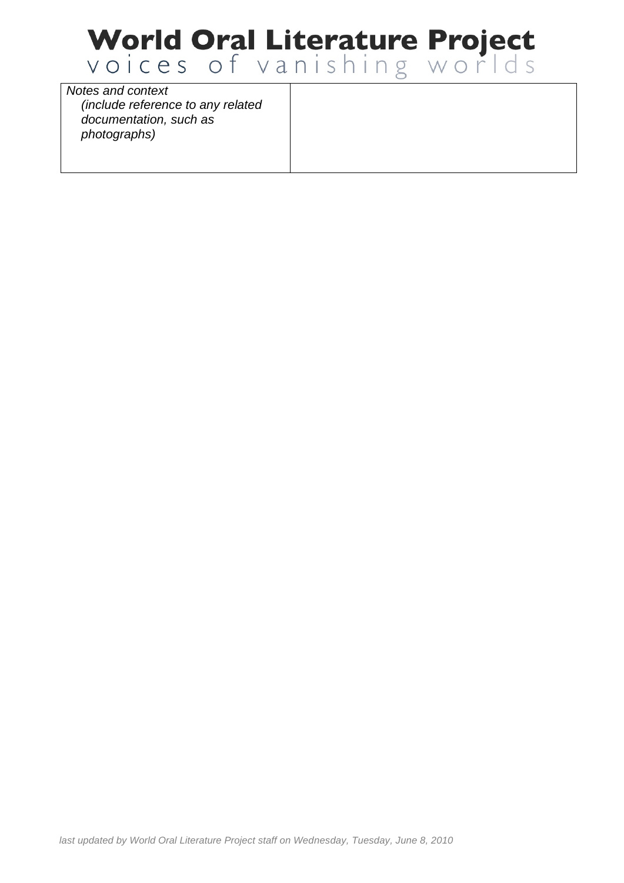| | |
|---|---|
| *Notes and context (include reference to any related documentation, such as photographs)* | |

*last updated by World Oral Literature Project staff on Wednesday, Tuesday, June 8, 2010*